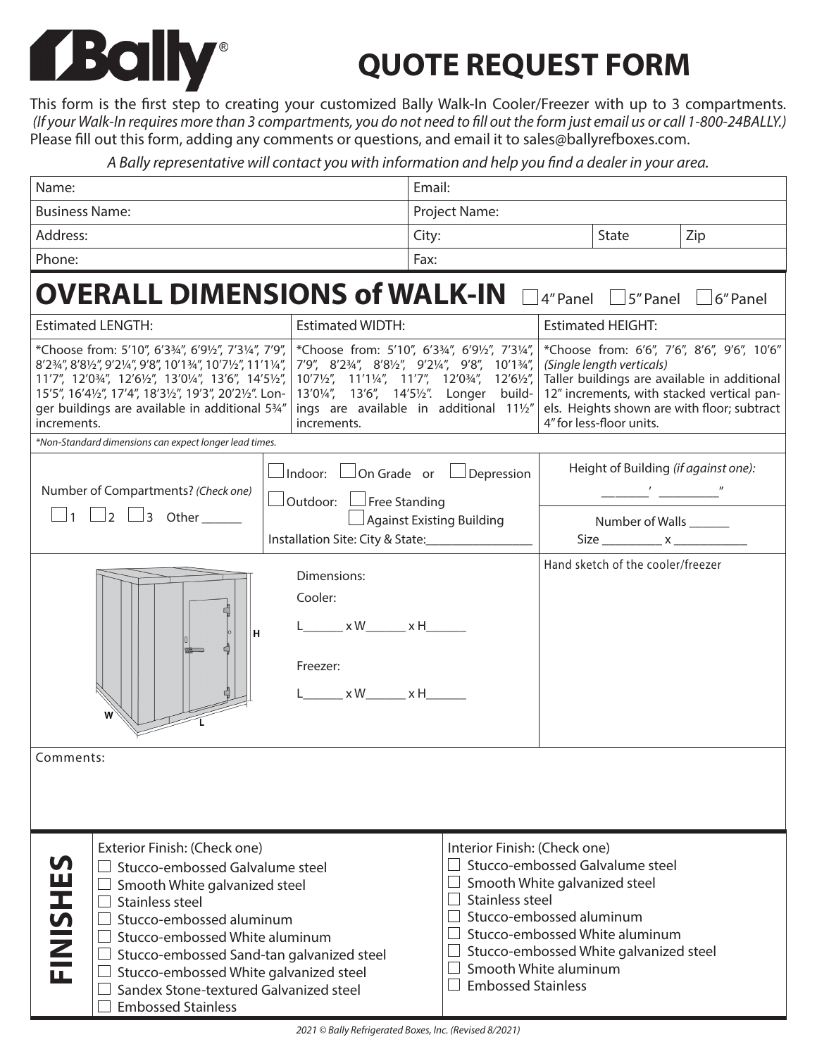# QUOTE REQUEST FORM

This form is the first step to creating your customized Bally Walk-In Cooler/Freezer with up to 3 compartments. *(If your Walk-In requires more than 3 compartments, you do not need to fill out the form just email us or call 1-800-24BALLY.)* Please fill out this form, adding any comments or questions, and email it to sales@ballyrefboxes.com.

*A Bally representative will contact you with information and help you find a dealer in your area.*

| Name: | Email: | | |
|---|---|---|---|
| Business Name: | Project Name: | | |
| Address: | City: | State | Zip |
| Phone: | Fax: | | |

## OVERALL DIMENSIONS of WALK-IN

☐ 4" Panel ☐ 5" Panel ☐ 6" Panel

| Estimated LENGTH: | Estimated WIDTH: | Estimated HEIGHT: |
|---|---|---|
| *Choose from: 5'10", 6'3¾", 6'9½", 7'3¼", 7'9", 8'2¾", 8'8½", 9'2¼", 9'8", 10'1¾", 10'7½", 11'1¼", 11'7", 12'0¾", 12'6½", 13'0¼", 13'6", 14'5½", 15'5", 16'4½", 17'4", 18'3½", 19'3", 20'2½". Longer buildings are available in additional 5¾" increments. | *Choose from: 5'10", 6'3¾", 6'9½", 7'3¼", 7'9", 8'2¾", 8'8½", 9'2¼", 9'8", 10'1¾", 10'7½", 11'1¼", 11'7", 12'0¾", 12'6½", 13'0¼", 13'6", 14'5½". Longer buildings are available in additional 11½" increments. | *Choose from: 6'6", 7'6", 8'6", 9'6", 10'6" *(Single length verticals)* Taller buildings are available in additional 12" increments, with stacked vertical panels. Heights shown are with floor; subtract 4" for less-floor units. |

*Non-Standard dimensions can expect longer lead times.*

Number of Compartments? *(Check one)*

☐ 1 ☐ 2 ☐ 3 Other ______

☐ Indoor: ☐ On Grade or ☐ Depression

☐ Outdoor: ☐ Free Standing

☐ Against Existing Building

Installation Site: City & State:________________

Height of Building *(if against one)*:

_______' _________"

Number of Walls ______

Size _________ x ___________

Dimensions:

Cooler:

L______ x W______ x H______

Freezer:

L______ x W______ x H______

Hand sketch of the cooler/freezer

Comments:

## FINISHES

**Exterior Finish: (Check one)**

- ☐ Stucco-embossed Galvalume steel
- ☐ Smooth White galvanized steel
- ☐ Stainless steel
- ☐ Stucco-embossed aluminum
- ☐ Stucco-embossed White aluminum
- ☐ Stucco-embossed Sand-tan galvanized steel
- ☐ Stucco-embossed White galvanized steel
- ☐ Sandex Stone-textured Galvanized steel
- ☐ Embossed Stainless

**Interior Finish: (Check one)**

- ☐ Stucco-embossed Galvalume steel
- ☐ Smooth White galvanized steel
- ☐ Stainless steel
- ☐ Stucco-embossed aluminum
- ☐ Stucco-embossed White aluminum
- ☐ Stucco-embossed White galvanized steel
- ☐ Smooth White aluminum
- ☐ Embossed Stainless

*2021 © Bally Refrigerated Boxes, Inc. (Revised 8/2021)*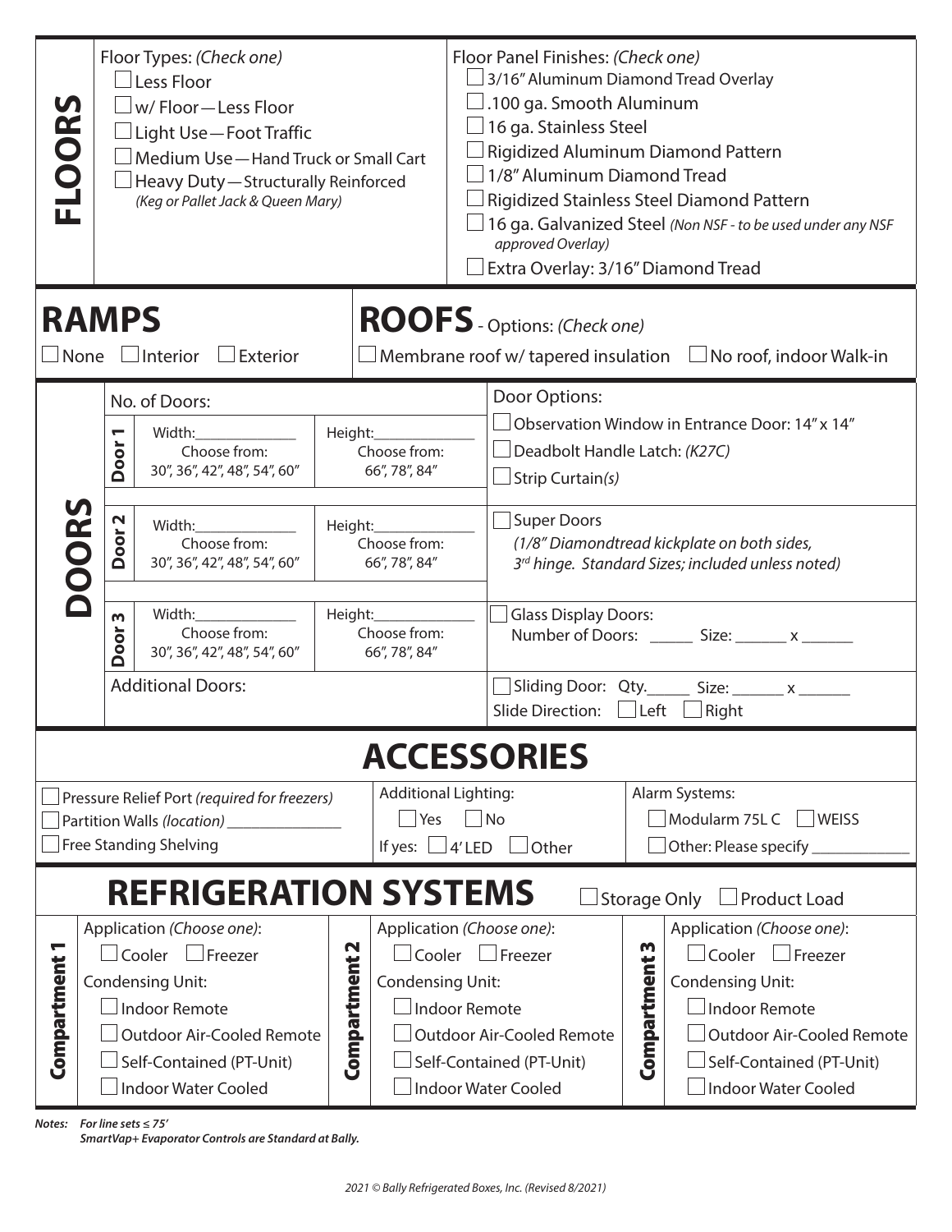## FLOORS

Floor Types: *(Check one)*

- ☐ Less Floor
- ☐ w/ Floor—Less Floor
- ☐ Light Use—Foot Traffic
- ☐ Medium Use—Hand Truck or Small Cart
- ☐ Heavy Duty—Structurally Reinforced *(Keg or Pallet Jack & Queen Mary)*

Floor Panel Finishes: *(Check one)*

- ☐ 3/16" Aluminum Diamond Tread Overlay
- ☐ .100 ga. Smooth Aluminum
- ☐ 16 ga. Stainless Steel
- ☐ Rigidized Aluminum Diamond Pattern
- ☐ 1/8" Aluminum Diamond Tread
- ☐ Rigidized Stainless Steel Diamond Pattern
- ☐ 16 ga. Galvanized Steel *(Non NSF - to be used under any NSF approved Overlay)*
- ☐ Extra Overlay: 3/16" Diamond Tread

## RAMPS

☐ None ☐ Interior ☐ Exterior

## ROOFS - Options: *(Check one)*

☐ Membrane roof w/ tapered insulation ☐ No roof, indoor Walk-in

## DOORS

No. of Doors:

| | Width | Height |
|---|---|---|
| Door 1 | Width:\_\_\_\_\_\_\_\_\_\_\_\_ Choose from: 30", 36", 42", 48", 54", 60" | Height:\_\_\_\_\_\_\_\_\_\_\_\_ Choose from: 66", 78", 84" |
| Door 2 | Width:\_\_\_\_\_\_\_\_\_\_\_\_ Choose from: 30", 36", 42", 48", 54", 60" | Height:\_\_\_\_\_\_\_\_\_\_\_\_ Choose from: 66", 78", 84" |
| Door 3 | Width:\_\_\_\_\_\_\_\_\_\_\_\_ Choose from: 30", 36", 42", 48", 54", 60" | Height:\_\_\_\_\_\_\_\_\_\_\_\_ Choose from: 66", 78", 84" |

Additional Doors:

Door Options:

- ☐ Observation Window in Entrance Door: 14" x 14"
- ☐ Deadbolt Handle Latch: *(K27C)*
- ☐ Strip Curtain*(s)*
- ☐ Super Doors *(1/8" Diamondtread kickplate on both sides, 3rd hinge. Standard Sizes; included unless noted)*
- ☐ Glass Display Doors: Number of Doors: \_\_\_\_\_ Size: \_\_\_\_\_\_ x \_\_\_\_\_\_
- ☐ Sliding Door: Qty.\_\_\_\_\_ Size: \_\_\_\_\_\_ x \_\_\_\_\_\_ Slide Direction: ☐ Left ☐ Right

## ACCESSORIES

- ☐ Pressure Relief Port *(required for freezers)*
- ☐ Partition Walls *(location)* \_\_\_\_\_\_\_\_\_\_\_\_\_\_
- ☐ Free Standing Shelving

Additional Lighting: ☐ Yes ☐ No

If yes: ☐ 4' LED ☐ Other

Alarm Systems:

- ☐ Modularm 75L C ☐ WEISS
- ☐ Other: Please specify \_\_\_\_\_\_\_\_\_\_\_\_

## REFRIGERATION SYSTEMS

☐ Storage Only ☐ Product Load

| Compartment 1 | Compartment 2 | Compartment 3 |
|---|---|---|
| Application *(Choose one)*: | Application *(Choose one)*: | Application *(Choose one)*: |
| ☐ Cooler ☐ Freezer | ☐ Cooler ☐ Freezer | ☐ Cooler ☐ Freezer |
| Condensing Unit: | Condensing Unit: | Condensing Unit: |
| ☐ Indoor Remote | ☐ Indoor Remote | ☐ Indoor Remote |
| ☐ Outdoor Air-Cooled Remote | ☐ Outdoor Air-Cooled Remote | ☐ Outdoor Air-Cooled Remote |
| ☐ Self-Contained (PT-Unit) | ☐ Self-Contained (PT-Unit) | ☐ Self-Contained (PT-Unit) |
| ☐ Indoor Water Cooled | ☐ Indoor Water Cooled | ☐ Indoor Water Cooled |

***Notes:*** ***For line sets ≤ 75'***
***SmartVap+ Evaporator Controls are Standard at Bally.***

*2021 © Bally Refrigerated Boxes, Inc. (Revised 8/2021)*